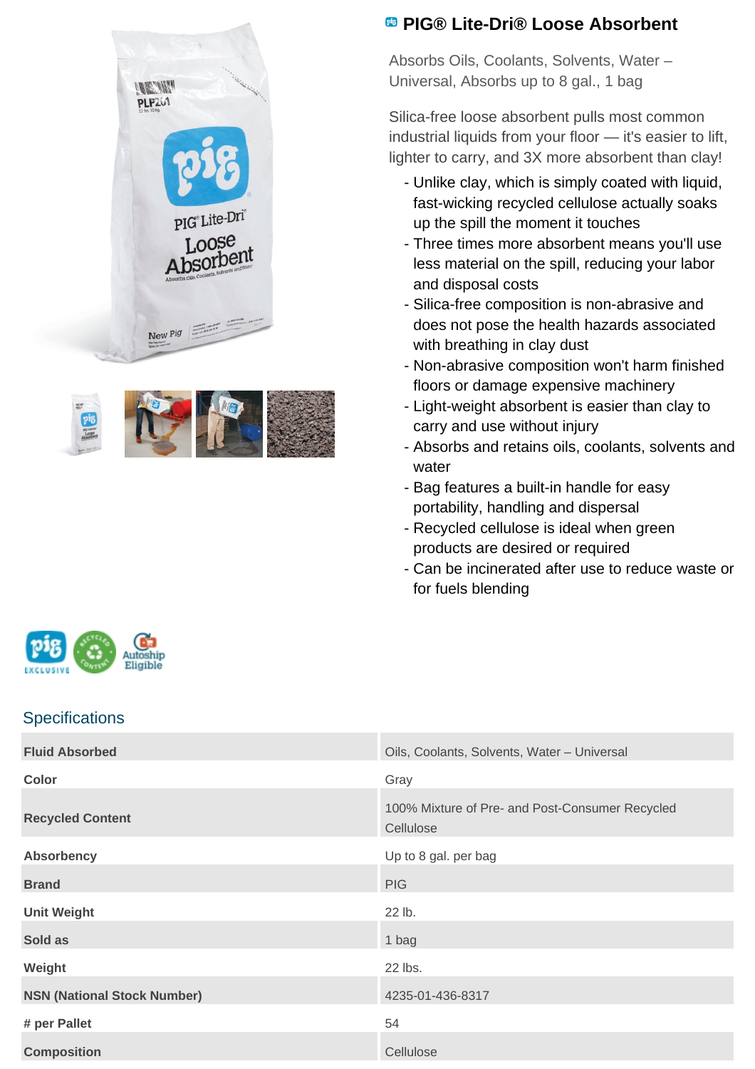# PIG® Lite-Dri® Loose Absorbent

Absorbs Oils, Coolants, Solvents, Water – Universal, Absorbs up to 8 gal., 1 bag

Silica-free loose absorbent pulls most common industrial liquids from your floor — it's easier to lift, lighter to carry, and 3X more absorbent than clay!

- Unlike clay, which is simply coated with liquid, fast-wicking recycled cellulose actually soaks up the spill the moment it touches
- Three times more absorbent means you'll use less material on the spill, reducing your labor and disposal costs
- Silica-free composition is non-abrasive and does not pose the health hazards associated with breathing in clay dust
- Non-abrasive composition won't harm finished floors or damage expensive machinery
- Light-weight absorbent is easier than clay to carry and use without injury
- Absorbs and retains oils, coolants, solvents and water
- Bag features a built-in handle for easy portability, handling and dispersal
- Recycled cellulose is ideal when green products are desired or required
- Can be incinerated after use to reduce waste or for fuels blending

## Specifications

| | |
|---|---|
| **Fluid Absorbed** | Oils, Coolants, Solvents, Water – Universal |
| **Color** | Gray |
| **Recycled Content** | 100% Mixture of Pre- and Post-Consumer Recycled Cellulose |
| **Absorbency** | Up to 8 gal. per bag |
| **Brand** | PIG |
| **Unit Weight** | 22 lb. |
| **Sold as** | 1 bag |
| **Weight** | 22 lbs. |
| **NSN (National Stock Number)** | 4235-01-436-8317 |
| **# per Pallet** | 54 |
| **Composition** | Cellulose |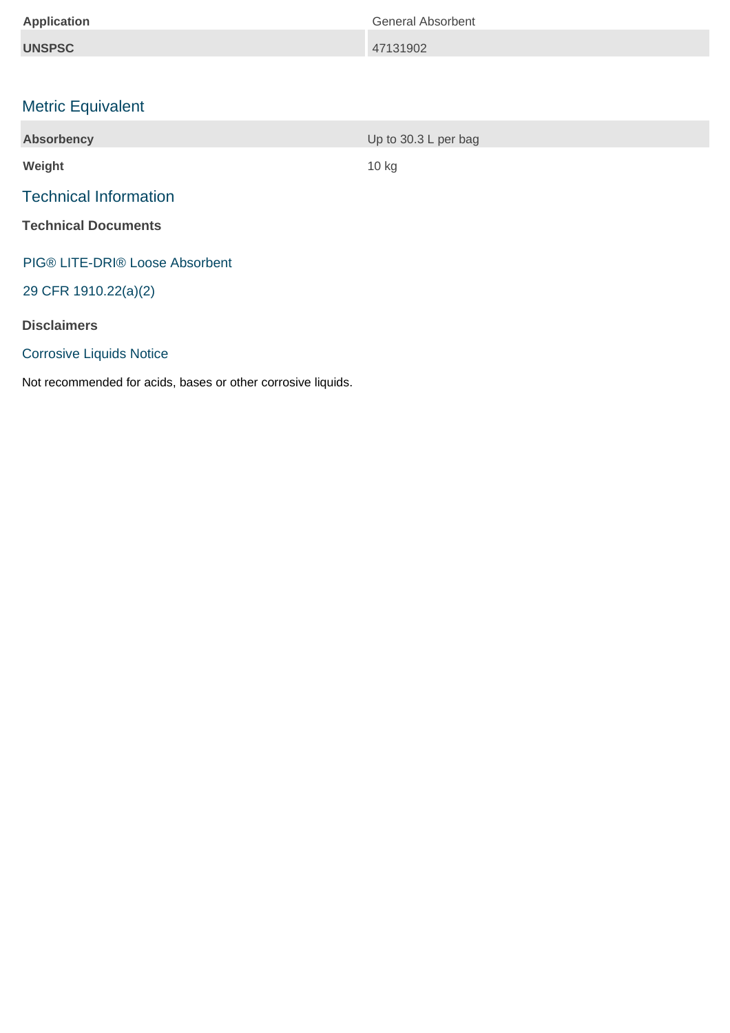| | |
|---|---|
| **Application** | General Absorbent |
| **UNSPSC** | 47131902 |

## Metric Equivalent

| | |
|---|---|
| **Absorbency** | Up to 30.3 L per bag |
| **Weight** | 10 kg |

## Technical Information

### Technical Documents

PIG® LITE-DRI® Loose Absorbent

29 CFR 1910.22(a)(2)

### Disclaimers

Corrosive Liquids Notice

Not recommended for acids, bases or other corrosive liquids.